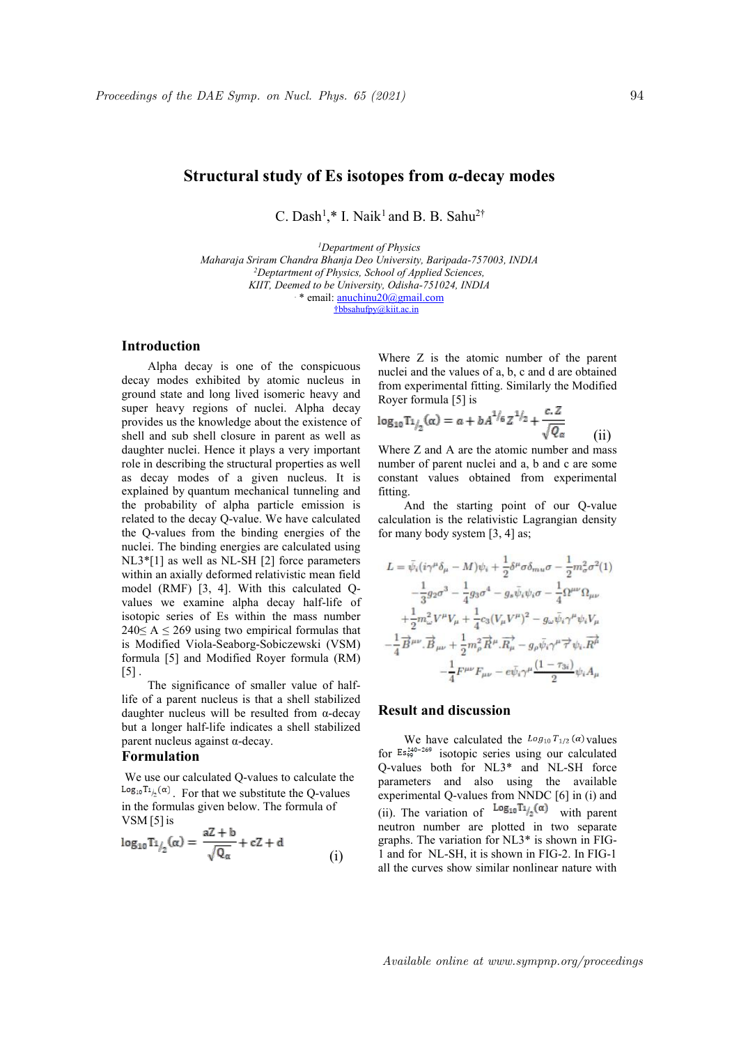# Structural study of Es isotopes from α-decay modes

C. Dash[1],* I. Naik[1] and B. B. Sahu[2]†

[1]*Department of Physics*
*Maharaja Sriram Chandra Bhanja Deo University, Baripada-757003, INDIA*
[2]*Deptartment of Physics, School of Applied Sciences,*
*KIIT, Deemed to be University, Odisha-751024, INDIA*
* email: anuchinu20@gmail.com
†bbsahufpy@kiit.ac.in

## Introduction

Alpha decay is one of the conspicuous decay modes exhibited by atomic nucleus in ground state and long lived isomeric heavy and super heavy regions of nuclei. Alpha decay provides us the knowledge about the existence of shell and sub shell closure in parent as well as daughter nuclei. Hence it plays a very important role in describing the structural properties as well as decay modes of a given nucleus. It is explained by quantum mechanical tunneling and the probability of alpha particle emission is related to the decay Q-value. We have calculated the Q-values from the binding energies of the nuclei. The binding energies are calculated using NL3*[1] as well as NL-SH [2] force parameters within an axially deformed relativistic mean field model (RMF) [3, 4]. With this calculated Q-values we examine alpha decay half-life of isotopic series of Es within the mass number 240≤ A ≤ 269 using two empirical formulas that is Modified Viola-Seaborg-Sobiczewski (VSM) formula [5] and Modified Royer formula (RM) [5] .

The significance of smaller value of half-life of a parent nucleus is that a shell stabilized daughter nucleus will be resulted from α-decay but a longer half-life indicates a shell stabilized parent nucleus against α-decay.

## Formulation

We use our calculated Q-values to calculate the $\mathrm{Log}_{10}T_{1/2}(\alpha)$. For that we substitute the Q-values in the formulas given below. The formula of VSM [5] is

$$\log_{10}T_{1/2}(\alpha) = \frac{aZ+b}{\sqrt{Q_\alpha}} + cZ + d \qquad \text{(i)}$$

Where Z is the atomic number of the parent nuclei and the values of a, b, c and d are obtained from experimental fitting. Similarly the Modified Royer formula [5] is

$$\log_{10}T_{1/2}(\alpha) = a + bA^{1/6}Z^{1/2} + \frac{c.Z}{\sqrt{Q_\alpha}} \qquad \text{(ii)}$$

Where Z and A are the atomic number and mass number of parent nuclei and a, b and c are some constant values obtained from experimental fitting.

And the starting point of our Q-value calculation is the relativistic Lagrangian density for many body system [3, 4] as;

$$\begin{aligned} L = {} & \bar{\psi}_i(i\gamma^\mu\delta_\mu - M)\psi_i + \frac{1}{2}\delta^\mu\sigma\delta_{mu}\sigma - \frac{1}{2}m_\sigma^2\sigma^2 (1) \\ & -\frac{1}{3}g_2\sigma^3 - \frac{1}{4}g_3\sigma^4 - g_s\bar{\psi}_i\psi_i\sigma - \frac{1}{4}\Omega^{\mu\nu}\Omega_{\mu\nu} \\ & +\frac{1}{2}m_\omega^2 V^\mu V_\mu + \frac{1}{4}c_3(V_\mu V^\mu)^2 - g_\omega\bar{\psi}_i\gamma^\mu\psi_i V_\mu \\ & -\frac{1}{4}\vec{B}^{\mu\nu}.\vec{B}_{\mu\nu} + \frac{1}{2}m_\rho^2\vec{R}^\mu.\vec{R}_\mu - g_\rho\bar{\psi}_i\gamma^\mu\vec{\tau}\psi_i.\vec{R}^\mu \\ & -\frac{1}{4}F^{\mu\nu}F_{\mu\nu} - e\bar{\psi}_i\gamma^\mu\frac{(1-\tau_{3i})}{2}\psi_i A_\mu \end{aligned}$$

## Result and discussion

We have calculated the $Log_{10}T_{1/2}(\alpha)$ values for $\mathrm{Es}_{99}^{240-269}$ isotopic series using our calculated Q-values both for NL3* and NL-SH force parameters and also using the available experimental Q-values from NNDC [6] in (i) and (ii). The variation of $\mathrm{Log}_{10}T_{1/2}(\alpha)$ with parent neutron number are plotted in two separate graphs. The variation for NL3* is shown in FIG-1 and for NL-SH, it is shown in FIG-2. In FIG-1 all the curves show similar nonlinear nature with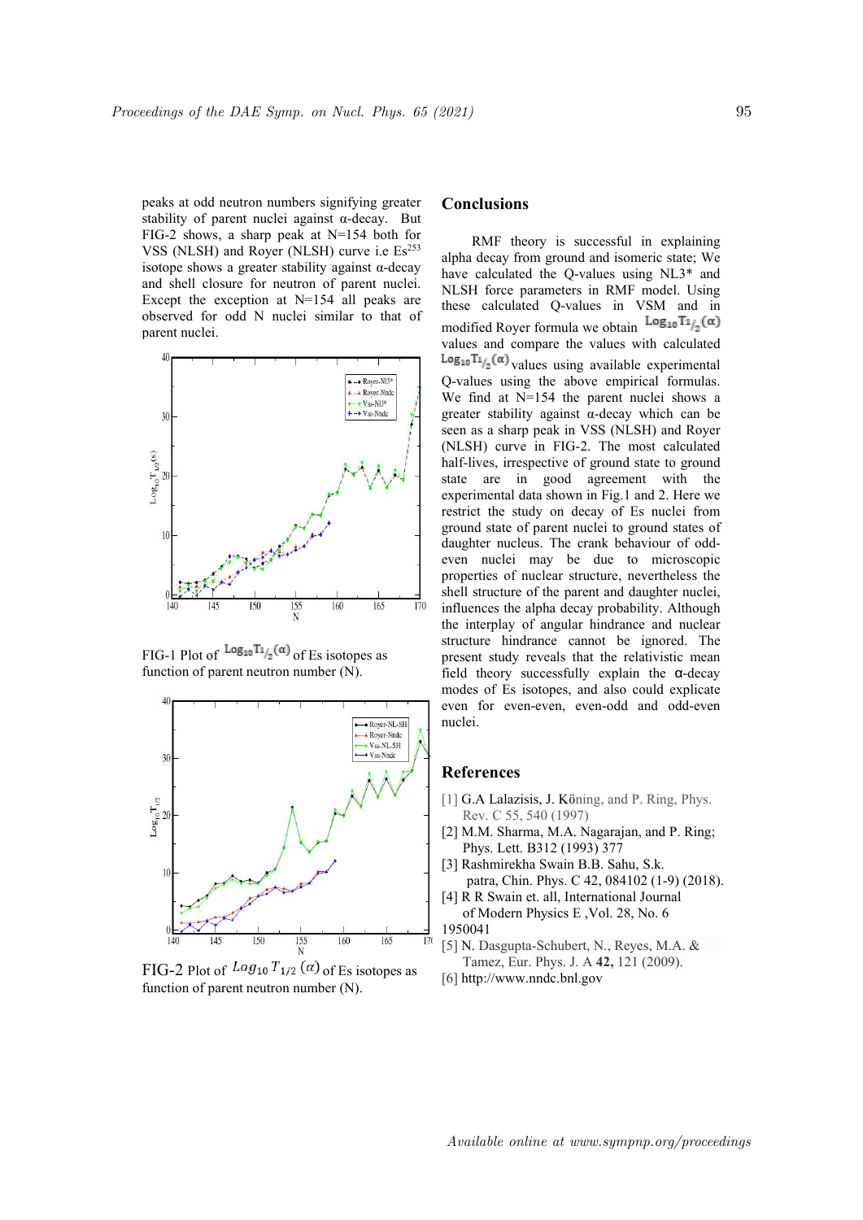peaks at odd neutron numbers signifying greater stability of parent nuclei against α-decay. But FIG-2 shows, a sharp peak at N=154 both for VSS (NLSH) and Royer (NLSH) curve i.e $Es^{253}$ isotope shows a greater stability against α-decay and shell closure for neutron of parent nuclei. Except the exception at N=154 all peaks are observed for odd N nuclei similar to that of parent nuclei.

40
30
20
10
0
140 145 150 155 160 165 170
N
$Log_{10}T_{1/2}(s)$
Royer-Nl3*
Royer-Nndc
Vss-Nl3*
Vss-Nndc

FIG-1 Plot of $Log_{10}T_{1/2}(\alpha)$ of Es isotopes as function of parent neutron number (N).

40
30
20
10
0
140 145 150 155 160 165 170
N
$Log_{10}T_{1/2}$
Royer-NL-SH
Royer-Nndc
Vss-NL-SH
Vss-Nndc

FIG-2 Plot of $Log_{10}T_{1/2}(\alpha)$ of Es isotopes as function of parent neutron number (N).

## Conclusions

RMF theory is successful in explaining alpha decay from ground and isomeric state; We have calculated the Q-values using NL3* and NLSH force parameters in RMF model. Using these calculated Q-values in VSM and in modified Royer formula we obtain $Log_{10}T_{1/2}(\alpha)$ values and compare the values with calculated $Log_{10}T_{1/2}(\alpha)$ values using available experimental Q-values using the above empirical formulas. We find at N=154 the parent nuclei shows a greater stability against α-decay which can be seen as a sharp peak in VSS (NLSH) and Royer (NLSH) curve in FIG-2. The most calculated half-lives, irrespective of ground state to ground state are in good agreement with the experimental data shown in Fig.1 and 2. Here we restrict the study on decay of Es nuclei from ground state of parent nuclei to ground states of daughter nucleus. The crank behaviour of odd-even nuclei may be due to microscopic properties of nuclear structure, nevertheless the shell structure of the parent and daughter nuclei, influences the alpha decay probability. Although the interplay of angular hindrance and nuclear structure hindrance cannot be ignored. The present study reveals that the relativistic mean field theory successfully explain the α-decay modes of Es isotopes, and also could explicate even for even-even, even-odd and odd-even nuclei.

## References

[1] G.A Lalazisis, J. Köning, and P. Ring, Phys. Rev. C 55, 540 (1997)

[2] M.M. Sharma, M.A. Nagarajan, and P. Ring; Phys. Lett. B312 (1993) 377

[3] Rashmirekha Swain B.B. Sahu, S.k. patra, Chin. Phys. C 42, 084102 (1-9) (2018).

[4] R R Swain et. all, International Journal of Modern Physics E ,Vol. 28, No. 6 1950041

[5] N. Dasgupta-Schubert, N., Reyes, M.A. & Tamez, Eur. Phys. J. A **42,** 121 (2009).

[6] http://www.nndc.bnl.gov